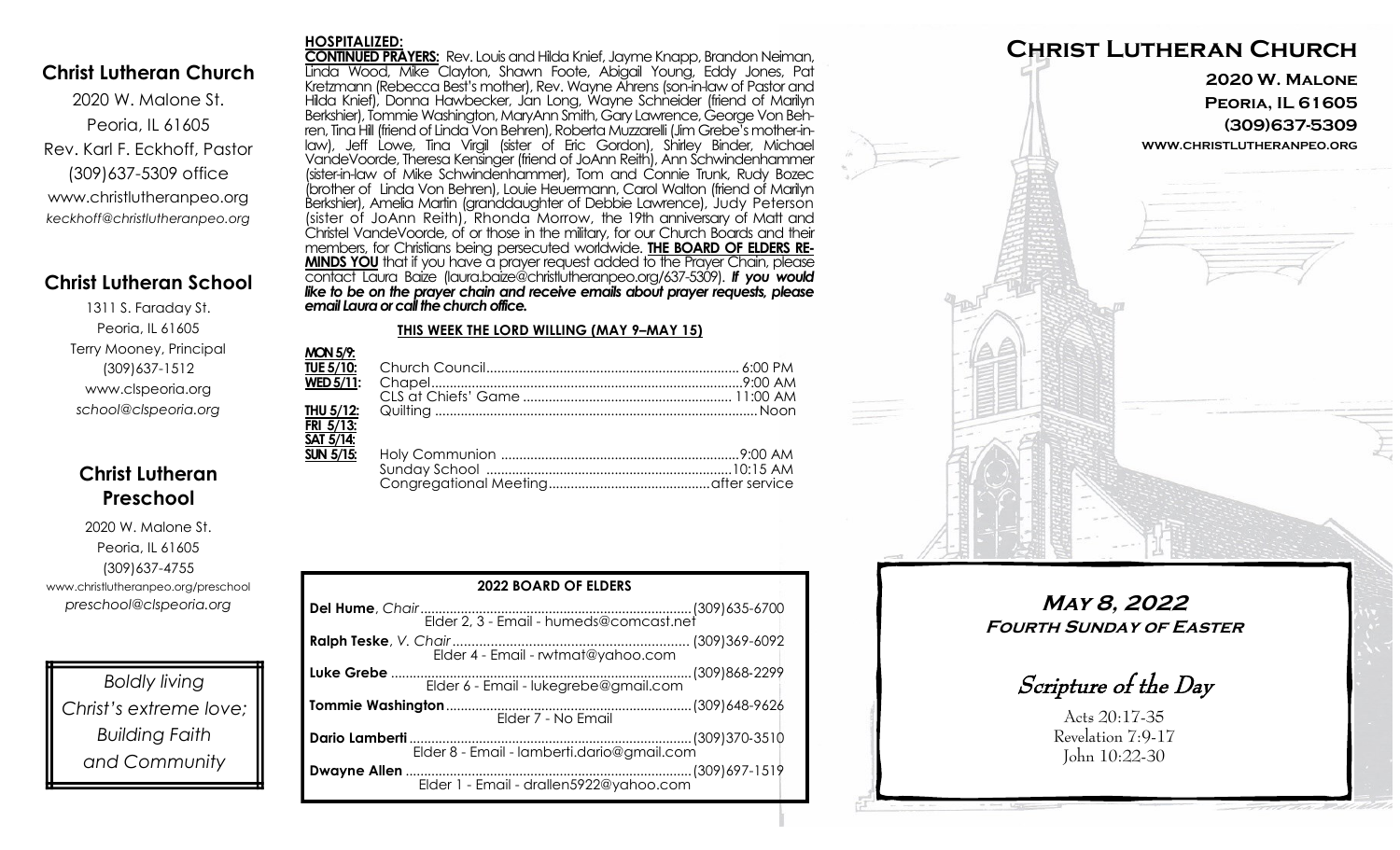## Christ Lutheran Church

2020 W. Malone St.
Peoria, IL 61605
Rev. Karl F. Eckhoff, Pastor
(309)637-5309 office
www.christlutheranpeo.org
*keckhoff@christlutheranpeo.org*

## Christ Lutheran School

1311 S. Faraday St.
Peoria, IL 61605
Terry Mooney, Principal
(309)637-1512
www.clspeoria.org
*school@clspeoria.org*

## Christ Lutheran Preschool

2020 W. Malone St.
Peoria, IL 61605
(309)637-4755
www.christlutheranpeo.org/preschool
*preschool@clspeoria.org*

*Boldly living Christ's extreme love; Building Faith and Community*

**HOSPITALIZED:**

**CONTINUED PRAYERS:** Rev. Louis and Hilda Knief, Jayme Knapp, Brandon Neiman, Linda Wood, Mike Clayton, Shawn Foote, Abigail Young, Eddy Jones, Pat Kretzmann (Rebecca Best's mother), Rev. Wayne Ahrens (son-in-law of Pastor and Hilda Knief), Donna Hawbecker, Jan Long, Wayne Schneider (friend of Marilyn Berkshier), Tommie Washington, MaryAnn Smith, Gary Lawrence, George Von Behren, Tina Hill (friend of Linda Von Behren), Roberta Muzzarelli (Jim Grebe's mother-in-law), Jeff Lowe, Tina Virgil (sister of Eric Gordon), Shirley Binder, Michael VandeVoorde, Theresa Kensinger (friend of JoAnn Reith), Ann Schwindenhammer (sister-in-law of Mike Schwindenhammer), Tom and Connie Trunk, Rudy Bozec (brother of Linda Von Behren), Louie Heuermann, Carol Walton (friend of Marilyn Berkshier), Amelia Martin (granddaughter of Debbie Lawrence), Judy Peterson (sister of JoAnn Reith), Rhonda Morrow, the 19th anniversary of Matt and Christel VandeVoorde, of or those in the military, for our Church Boards and their members, for Christians being persecuted worldwide. **THE BOARD OF ELDERS REMINDS YOU** that if you have a prayer request added to the Prayer Chain, please contact Laura Baize (laura.baize@christlutheranpeo.org/637-5309). ***If you would like to be on the prayer chain and receive emails about prayer requests, please email Laura or call the church office.***

**THIS WEEK THE LORD WILLING (MAY 9–MAY 15)**

| | | |
|---|---|---|
| **MON 5/9:** | | |
| **TUE 5/10:** | Church Council | 6:00 PM |
| **WED 5/11:** | Chapel | 9:00 AM |
| | CLS at Chiefs' Game | 11:00 AM |
| **THU 5/12:** | Quilting | Noon |
| **FRI 5/13:** | | |
| **SAT 5/14:** | | |
| **SUN 5/15:** | Holy Communion | 9:00 AM |
| | Sunday School | 10:15 AM |
| | Congregational Meeting | after service |

**2022 BOARD OF ELDERS**

**Del Hume**, *Chair* .......... (309)635-6700
Elder 2, 3 - Email - humeds@comcast.net

**Ralph Teske**, *V. Chair* .......... (309)369-6092
Elder 4 - Email - rwtmat@yahoo.com

**Luke Grebe** .......... (309)868-2299
Elder 6 - Email - lukegrebe@gmail.com

**Tommie Washington** .......... (309)648-9626
Elder 7 - No Email

**Dario Lamberti** .......... (309)370-3510
Elder 8 - Email - lamberti.dario@gmail.com

**Dwayne Allen** .......... (309)697-1519
Elder 1 - Email - drallen5922@yahoo.com

# Christ Lutheran Church

**2020 W. Malone**
**Peoria, IL 61605**
**(309)637-5309**
**www.christlutheranpeo.org**

## *May 8, 2022*
### *Fourth Sunday of Easter*

## *Scripture of the Day*

Acts 20:17-35
Revelation 7:9-17
John 10:22-30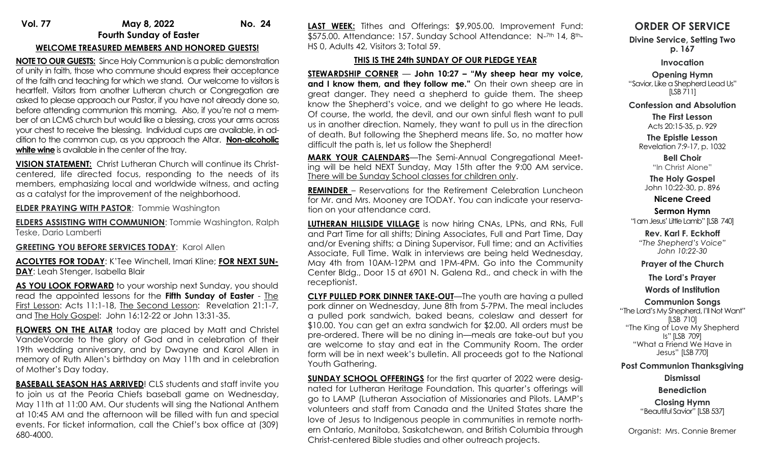**Vol. 77** **May 8, 2022** **No. 24**

**Fourth Sunday of Easter**

**WELCOME TREASURED MEMBERS AND HONORED GUESTS!**

**NOTE TO OUR GUESTS:** Since Holy Communion is a public demonstration of unity in faith, those who commune should express their acceptance of the faith and teaching for which we stand. Our welcome to visitors is heartfelt. Visitors from another Lutheran church or Congregation are asked to please approach our Pastor, if you have not already done so, before attending communion this morning. Also, if you're not a member of an LCMS church but would like a blessing, cross your arms across your chest to receive the blessing. Individual cups are available, in addition to the common cup, as you approach the Altar. **Non-alcoholic white wine** is available in the center of the tray.

**VISION STATEMENT:** Christ Lutheran Church will continue its Christ-centered, life directed focus, responding to the needs of its members, emphasizing local and worldwide witness, and acting as a catalyst for the improvement of the neighborhood.

**ELDER PRAYING WITH PASTOR**: Tommie Washington

**ELDERS ASSISTING WITH COMMUNION**: Tommie Washington, Ralph Teske, Dario Lamberti

**GREETING YOU BEFORE SERVICES TODAY**: Karol Allen

**ACOLYTES FOR TODAY**: K'Tee Winchell, Imari Kline; **FOR NEXT SUNDAY**: Leah Stenger, Isabella Blair

**AS YOU LOOK FORWARD** to your worship next Sunday, you should read the appointed lessons for the **Fifth Sunday of Easter** - The First Lesson: Acts 11:1-18, The Second Lesson: Revelation 21:1-7, and The Holy Gospel: John 16:12-22 or John 13:31-35.

**FLOWERS ON THE ALTAR** today are placed by Matt and Christel VandeVoorde to the glory of God and in celebration of their 19th wedding anniversary, and by Dwayne and Karol Allen in memory of Ruth Allen's birthday on May 11th and in celebration of Mother's Day today.

**BASEBALL SEASON HAS ARRIVED**! CLS students and staff invite you to join us at the Peoria Chiefs baseball game on Wednesday, May 11th at 11:00 AM. Our students will sing the National Anthem at 10:45 AM and the afternoon will be filled with fun and special events. For ticket information, call the Chief's box office at (309) 680-4000.

**LAST WEEK:** Tithes and Offerings: $9,905.00. Improvement Fund: $575.00. Attendance: 157. Sunday School Attendance: N-7th 14, 8th-HS 0, Adults 42, Visitors 3; Total 59.

**THIS IS THE 24th SUNDAY OF OUR PLEDGE YEAR**

**STEWARDSHIP CORNER** — **John 10:27 – "My sheep hear my voice, and I know them, and they follow me."** On their own sheep are in great danger. They need a shepherd to guide them. The sheep know the Shepherd's voice, and we delight to go where He leads. Of course, the world, the devil, and our own sinful flesh want to pull us in another direction. Namely, they want to pull us in the direction of death. But following the Shepherd means life. So, no matter how difficult the path is, let us follow the Shepherd!

**MARK YOUR CALENDARS**—The Semi-Annual Congregational Meeting will be held NEXT Sunday, May 15th after the 9:00 AM service. There will be Sunday School classes for children only.

**REMINDER** – Reservations for the Retirement Celebration Luncheon for Mr. and Mrs. Mooney are TODAY. You can indicate your reservation on your attendance card.

**LUTHERAN HILLSIDE VILLAGE** is now hiring CNAs, LPNs, and RNs, Full and Part Time for all shifts; Dining Associates, Full and Part Time, Day and/or Evening shifts; a Dining Supervisor, Full time; and an Activities Associate, Full Time. Walk in interviews are being held Wednesday, May 4th from 10AM-12PM and 1PM-4PM. Go into the Community Center Bldg., Door 15 at 6901 N. Galena Rd., and check in with the receptionist.

**CLYF PULLED PORK DINNER TAKE-OUT**—The youth are having a pulled pork dinner on Wednesday, June 8th from 5-7PM. The meal includes a pulled pork sandwich, baked beans, coleslaw and dessert for $10.00. You can get an extra sandwich for $2.00. All orders must be pre-ordered. There will be no dining in—meals are take-out but you are welcome to stay and eat in the Community Room. The order form will be in next week's bulletin. All proceeds got to the National Youth Gathering.

**SUNDAY SCHOOL OFFERINGS** for the first quarter of 2022 were designated for Lutheran Heritage Foundation. This quarter's offerings will go to LAMP (Lutheran Association of Missionaries and Pilots. LAMP's volunteers and staff from Canada and the United States share the love of Jesus to Indigenous people in communities in remote northern Ontario, Manitoba, Saskatchewan, and British Columbia through Christ-centered Bible studies and other outreach projects.

## ORDER OF SERVICE

**Divine Service, Setting Two p. 167**

**Invocation**

**Opening Hymn**
"Savior, Like a Shepherd Lead Us" [LSB 711]

**Confession and Absolution**

**The First Lesson**
Acts 20:15-35, p. 929

**The Epistle Lesson**
Revelation 7:9-17, p. 1032

**Bell Choir**
"In Christ Alone"

**The Holy Gospel**
John 10:22-30, p. 896

**Nicene Creed**

**Sermon Hymn**
"I am Jesus' Little Lamb" [LSB 740]

**Rev. Karl F. Eckhoff**
*"The Shepherd's Voice"*
*John 10:22-30*

**Prayer of the Church**

**The Lord's Prayer**

**Words of Institution**

**Communion Songs**
"The Lord's My Shepherd, I'll Not Want" [LSB 710]
"The King of Love My Shepherd Is" [LSB 709]
"What a Friend We Have in Jesus" [LSB 770]

**Post Communion Thanksgiving**

**Dismissal**

**Benediction**

**Closing Hymn**
"Beautiful Savior" [LSB 537]

Organist: Mrs. Connie Bremer